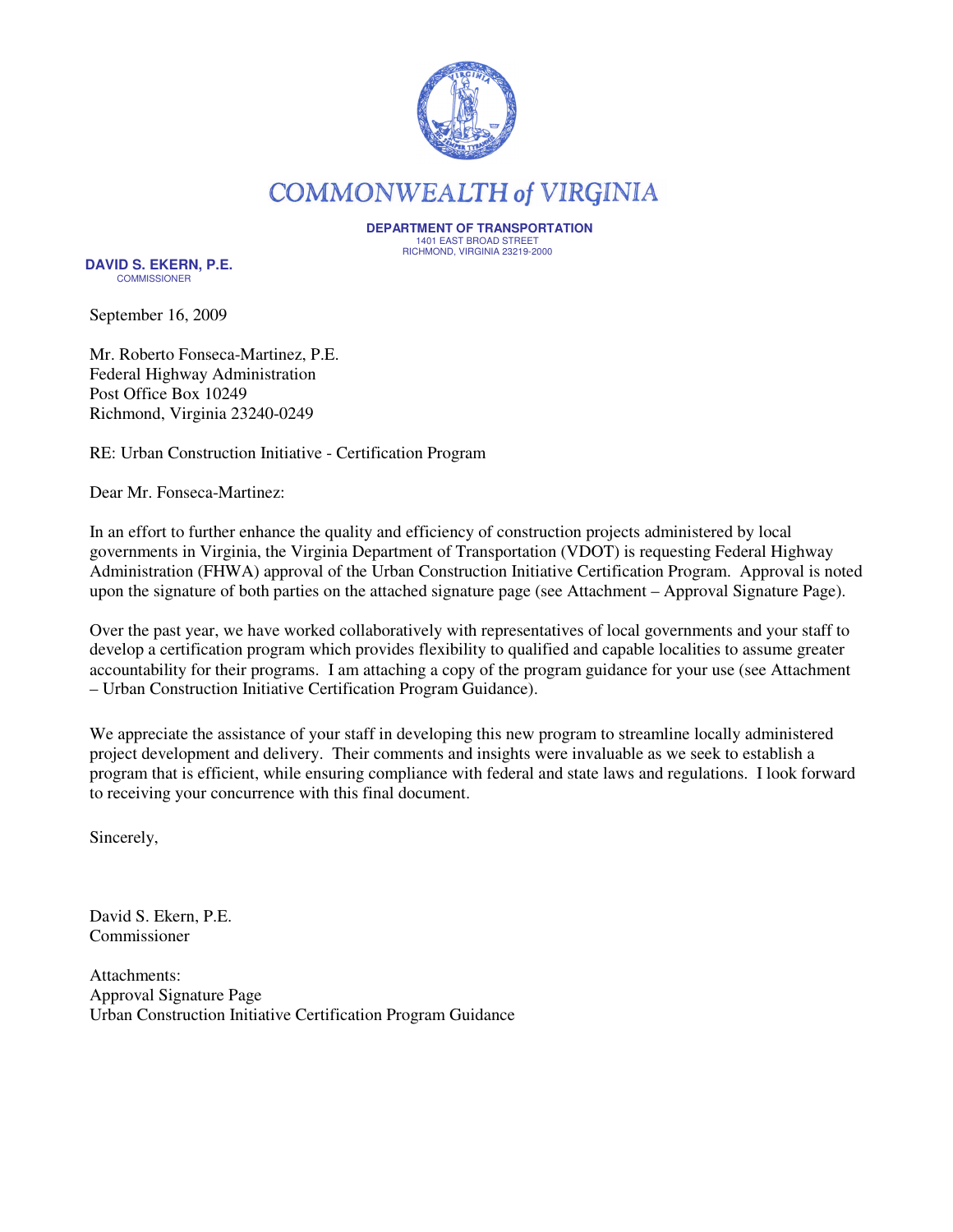# COMMONWEALTH of VIRGINIA

**DEPARTMENT OF TRANSPORTATION**
1401 EAST BROAD STREET
RICHMOND, VIRGINIA 23219-2000

**DAVID S. EKERN, P.E.**
COMMISSIONER

September 16, 2009

Mr. Roberto Fonseca-Martinez, P.E.
Federal Highway Administration
Post Office Box 10249
Richmond, Virginia 23240-0249

RE: Urban Construction Initiative - Certification Program

Dear Mr. Fonseca-Martinez:

In an effort to further enhance the quality and efficiency of construction projects administered by local governments in Virginia, the Virginia Department of Transportation (VDOT) is requesting Federal Highway Administration (FHWA) approval of the Urban Construction Initiative Certification Program. Approval is noted upon the signature of both parties on the attached signature page (see Attachment – Approval Signature Page).

Over the past year, we have worked collaboratively with representatives of local governments and your staff to develop a certification program which provides flexibility to qualified and capable localities to assume greater accountability for their programs. I am attaching a copy of the program guidance for your use (see Attachment – Urban Construction Initiative Certification Program Guidance).

We appreciate the assistance of your staff in developing this new program to streamline locally administered project development and delivery. Their comments and insights were invaluable as we seek to establish a program that is efficient, while ensuring compliance with federal and state laws and regulations. I look forward to receiving your concurrence with this final document.

Sincerely,

David S. Ekern, P.E.
Commissioner

Attachments:
Approval Signature Page
Urban Construction Initiative Certification Program Guidance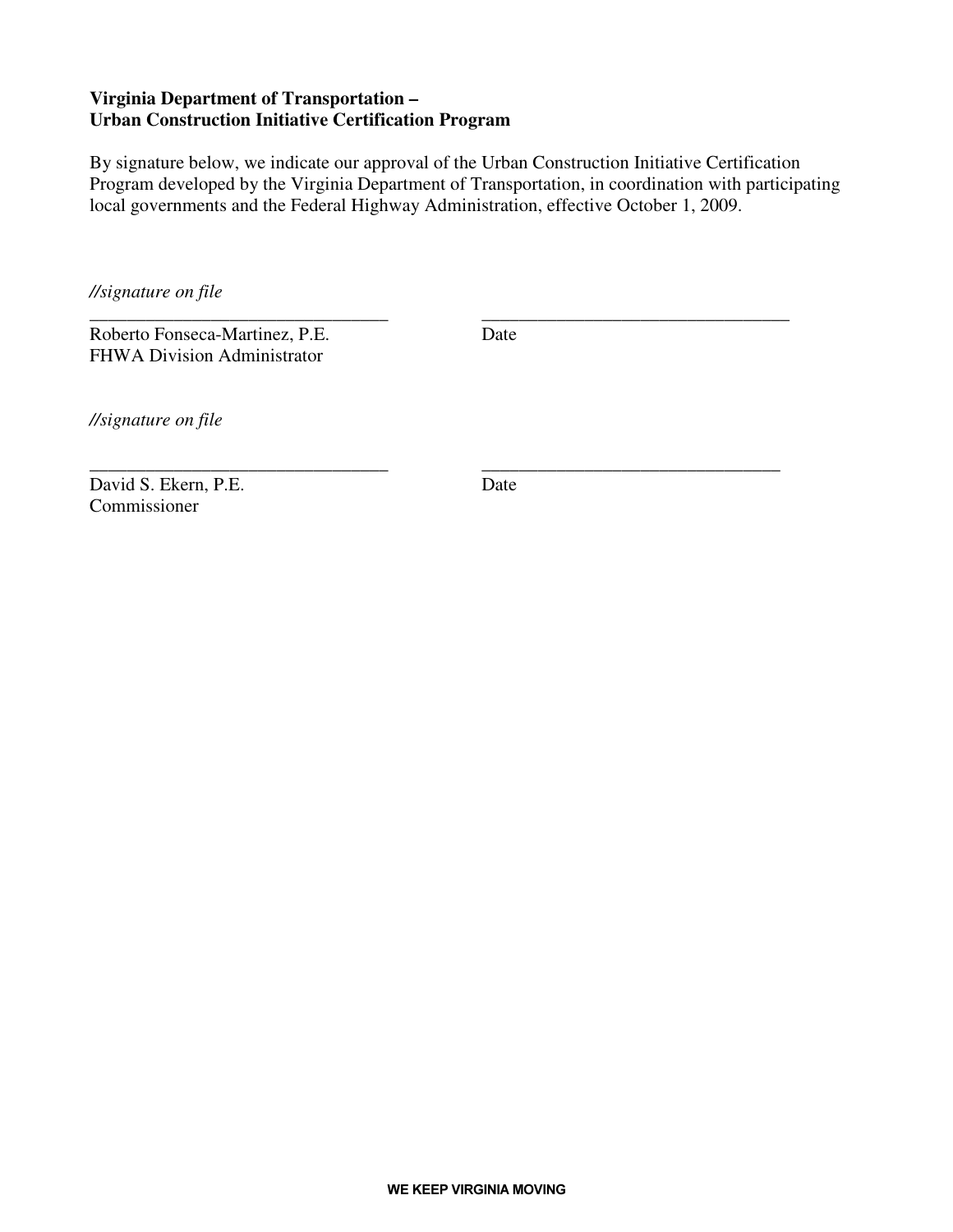**Virginia Department of Transportation –**
**Urban Construction Initiative Certification Program**

By signature below, we indicate our approval of the Urban Construction Initiative Certification Program developed by the Virginia Department of Transportation, in coordination with participating local governments and the Federal Highway Administration, effective October 1, 2009.

*//signature on file*

| | |
|---|---|
| ________________________________ | ________________________________ |
| Roberto Fonseca-Martinez, P.E.<br>FHWA Division Administrator | Date |

*//signature on file*

| | |
|---|---|
| ________________________________ | ________________________________ |
| David S. Ekern, P.E.<br>Commissioner | Date |

WE KEEP VIRGINIA MOVING